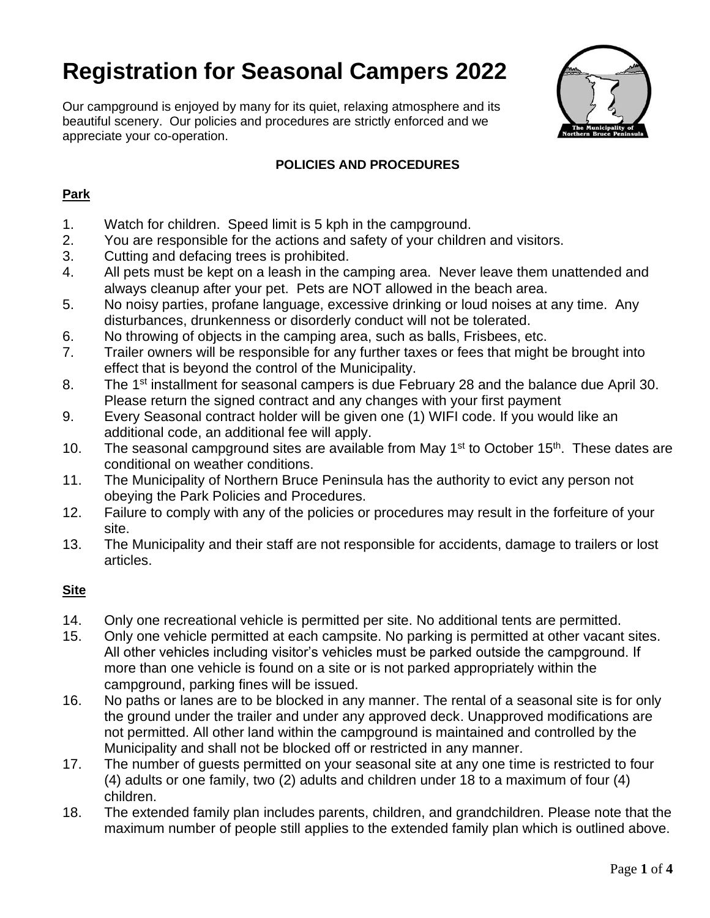# Registration for Seasonal Campers 2022

Our campground is enjoyed by many for its quiet, relaxing atmosphere and its beautiful scenery. Our policies and procedures are strictly enforced and we appreciate your co-operation.

**POLICIES AND PROCEDURES**

**Park**

1. Watch for children. Speed limit is 5 kph in the campground.
2. You are responsible for the actions and safety of your children and visitors.
3. Cutting and defacing trees is prohibited.
4. All pets must be kept on a leash in the camping area. Never leave them unattended and always cleanup after your pet. Pets are NOT allowed in the beach area.
5. No noisy parties, profane language, excessive drinking or loud noises at any time. Any disturbances, drunkenness or disorderly conduct will not be tolerated.
6. No throwing of objects in the camping area, such as balls, Frisbees, etc.
7. Trailer owners will be responsible for any further taxes or fees that might be brought into effect that is beyond the control of the Municipality.
8. The 1st installment for seasonal campers is due February 28 and the balance due April 30. Please return the signed contract and any changes with your first payment
9. Every Seasonal contract holder will be given one (1) WIFI code. If you would like an additional code, an additional fee will apply.
10. The seasonal campground sites are available from May 1st to October 15th. These dates are conditional on weather conditions.
11. The Municipality of Northern Bruce Peninsula has the authority to evict any person not obeying the Park Policies and Procedures.
12. Failure to comply with any of the policies or procedures may result in the forfeiture of your site.
13. The Municipality and their staff are not responsible for accidents, damage to trailers or lost articles.

**Site**

14. Only one recreational vehicle is permitted per site. No additional tents are permitted.
15. Only one vehicle permitted at each campsite. No parking is permitted at other vacant sites. All other vehicles including visitor's vehicles must be parked outside the campground. If more than one vehicle is found on a site or is not parked appropriately within the campground, parking fines will be issued.
16. No paths or lanes are to be blocked in any manner. The rental of a seasonal site is for only the ground under the trailer and under any approved deck. Unapproved modifications are not permitted. All other land within the campground is maintained and controlled by the Municipality and shall not be blocked off or restricted in any manner.
17. The number of guests permitted on your seasonal site at any one time is restricted to four (4) adults or one family, two (2) adults and children under 18 to a maximum of four (4) children.
18. The extended family plan includes parents, children, and grandchildren. Please note that the maximum number of people still applies to the extended family plan which is outlined above.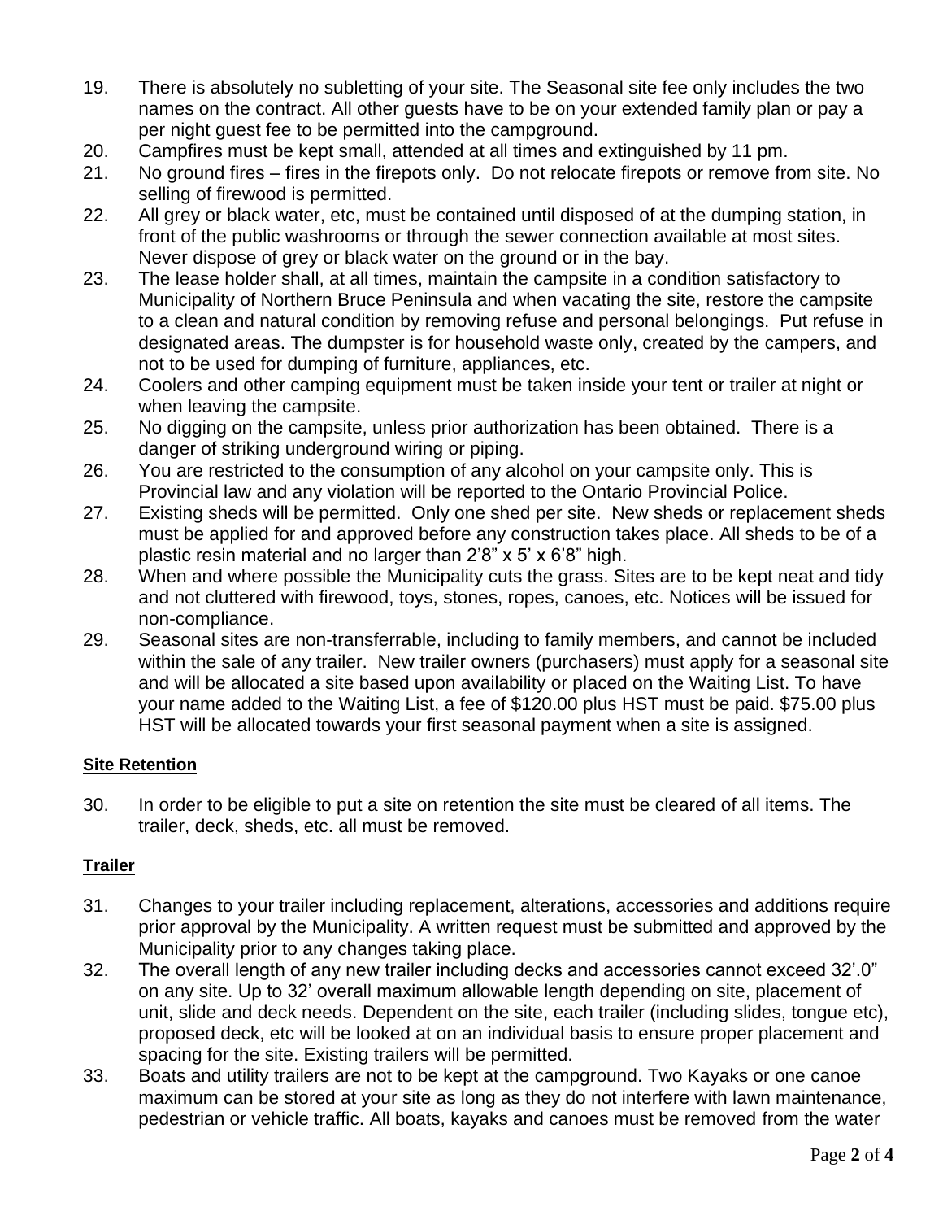19. There is absolutely no subletting of your site. The Seasonal site fee only includes the two names on the contract. All other guests have to be on your extended family plan or pay a per night guest fee to be permitted into the campground.
20. Campfires must be kept small, attended at all times and extinguished by 11 pm.
21. No ground fires – fires in the firepots only. Do not relocate firepots or remove from site. No selling of firewood is permitted.
22. All grey or black water, etc, must be contained until disposed of at the dumping station, in front of the public washrooms or through the sewer connection available at most sites. Never dispose of grey or black water on the ground or in the bay.
23. The lease holder shall, at all times, maintain the campsite in a condition satisfactory to Municipality of Northern Bruce Peninsula and when vacating the site, restore the campsite to a clean and natural condition by removing refuse and personal belongings. Put refuse in designated areas. The dumpster is for household waste only, created by the campers, and not to be used for dumping of furniture, appliances, etc.
24. Coolers and other camping equipment must be taken inside your tent or trailer at night or when leaving the campsite.
25. No digging on the campsite, unless prior authorization has been obtained. There is a danger of striking underground wiring or piping.
26. You are restricted to the consumption of any alcohol on your campsite only. This is Provincial law and any violation will be reported to the Ontario Provincial Police.
27. Existing sheds will be permitted. Only one shed per site. New sheds or replacement sheds must be applied for and approved before any construction takes place. All sheds to be of a plastic resin material and no larger than 2'8" x 5' x 6'8" high.
28. When and where possible the Municipality cuts the grass. Sites are to be kept neat and tidy and not cluttered with firewood, toys, stones, ropes, canoes, etc. Notices will be issued for non-compliance.
29. Seasonal sites are non-transferrable, including to family members, and cannot be included within the sale of any trailer. New trailer owners (purchasers) must apply for a seasonal site and will be allocated a site based upon availability or placed on the Waiting List. To have your name added to the Waiting List, a fee of $120.00 plus HST must be paid. $75.00 plus HST will be allocated towards your first seasonal payment when a site is assigned.

**Site Retention**

30. In order to be eligible to put a site on retention the site must be cleared of all items. The trailer, deck, sheds, etc. all must be removed.

**Trailer**

31. Changes to your trailer including replacement, alterations, accessories and additions require prior approval by the Municipality. A written request must be submitted and approved by the Municipality prior to any changes taking place.
32. The overall length of any new trailer including decks and accessories cannot exceed 32'.0" on any site. Up to 32' overall maximum allowable length depending on site, placement of unit, slide and deck needs. Dependent on the site, each trailer (including slides, tongue etc), proposed deck, etc will be looked at on an individual basis to ensure proper placement and spacing for the site. Existing trailers will be permitted.
33. Boats and utility trailers are not to be kept at the campground. Two Kayaks or one canoe maximum can be stored at your site as long as they do not interfere with lawn maintenance, pedestrian or vehicle traffic. All boats, kayaks and canoes must be removed from the water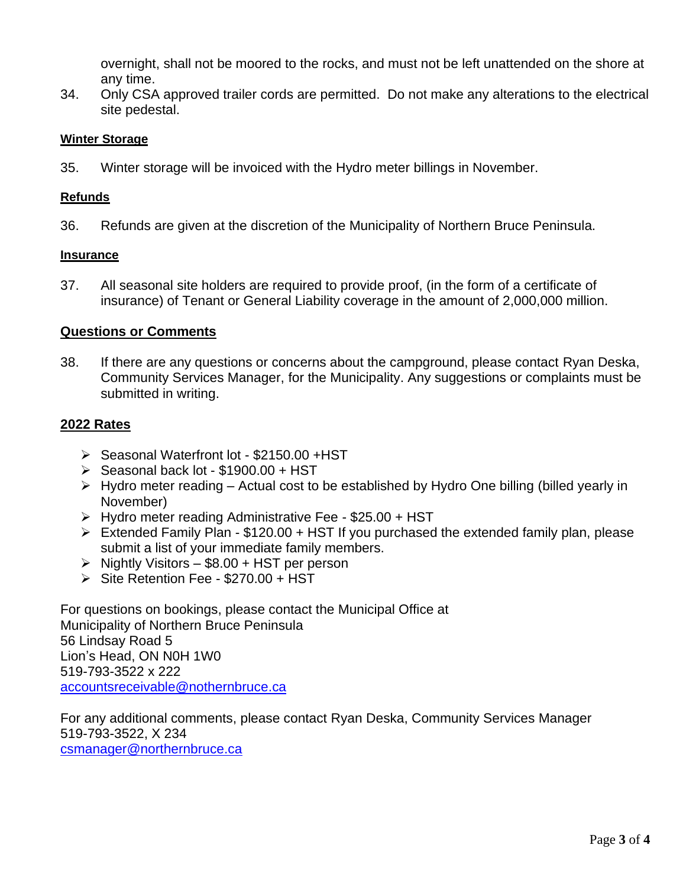overnight, shall not be moored to the rocks, and must not be left unattended on the shore at any time.

34. Only CSA approved trailer cords are permitted. Do not make any alterations to the electrical site pedestal.

**Winter Storage**

35. Winter storage will be invoiced with the Hydro meter billings in November.

**Refunds**

36. Refunds are given at the discretion of the Municipality of Northern Bruce Peninsula.

**Insurance**

37. All seasonal site holders are required to provide proof, (in the form of a certificate of insurance) of Tenant or General Liability coverage in the amount of 2,000,000 million.

## Questions or Comments

38. If there are any questions or concerns about the campground, please contact Ryan Deska, Community Services Manager, for the Municipality. Any suggestions or complaints must be submitted in writing.

## 2022 Rates

- Seasonal Waterfront lot - $2150.00 +HST
- Seasonal back lot - $1900.00 + HST
- Hydro meter reading – Actual cost to be established by Hydro One billing (billed yearly in November)
- Hydro meter reading Administrative Fee - $25.00 + HST
- Extended Family Plan - $120.00 + HST If you purchased the extended family plan, please submit a list of your immediate family members.
- Nightly Visitors – $8.00 + HST per person
- Site Retention Fee - $270.00 + HST

For questions on bookings, please contact the Municipal Office at
Municipality of Northern Bruce Peninsula
56 Lindsay Road 5
Lion's Head, ON N0H 1W0
519-793-3522 x 222
accountsreceivable@nothernbruce.ca

For any additional comments, please contact Ryan Deska, Community Services Manager
519-793-3522, X 234
csmanager@northernbruce.ca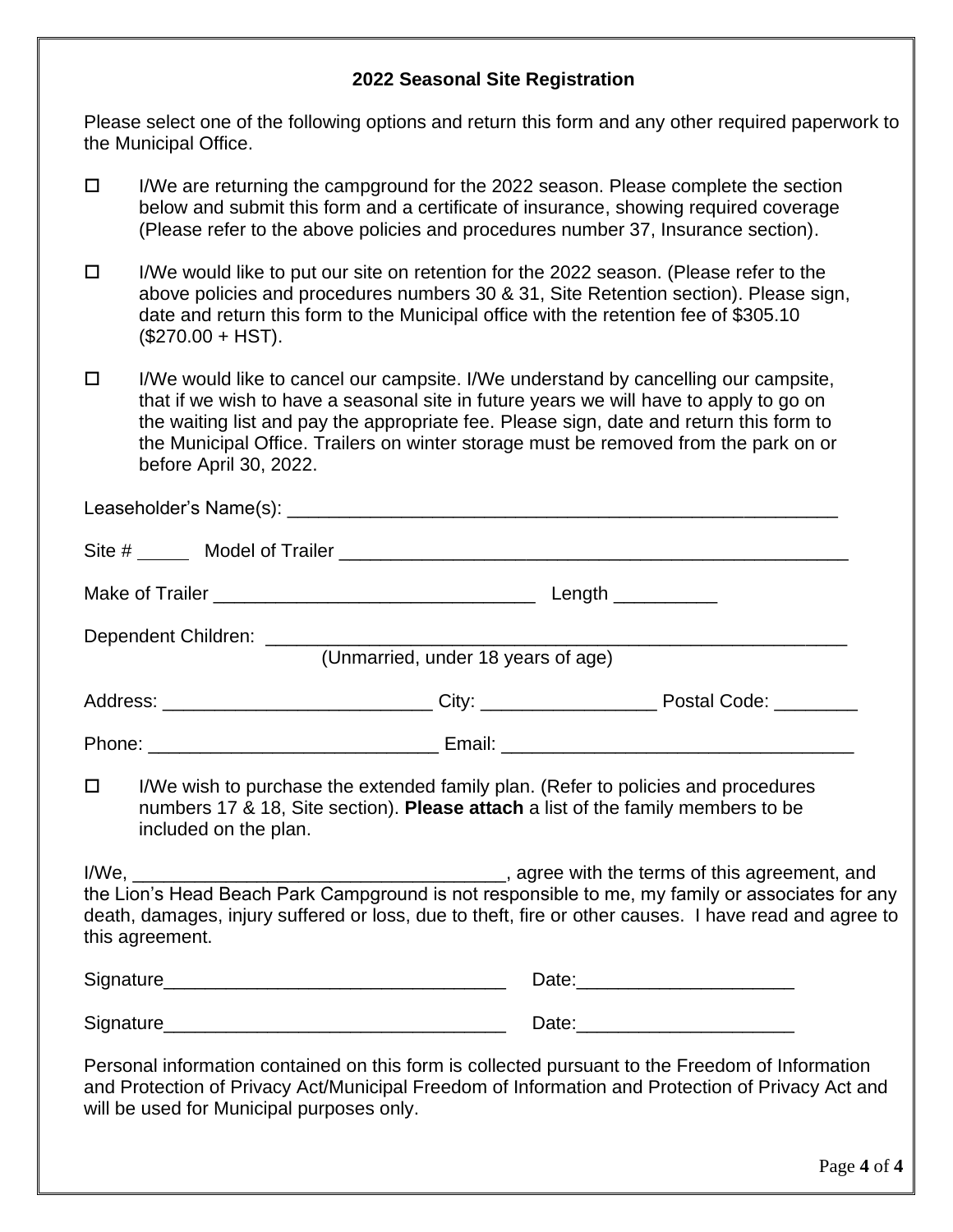## 2022 Seasonal Site Registration

Please select one of the following options and return this form and any other required paperwork to the Municipal Office.

- ☐ I/We are returning the campground for the 2022 season. Please complete the section below and submit this form and a certificate of insurance, showing required coverage (Please refer to the above policies and procedures number 37, Insurance section).

- ☐ I/We would like to put our site on retention for the 2022 season. (Please refer to the above policies and procedures numbers 30 & 31, Site Retention section). Please sign, date and return this form to the Municipal office with the retention fee of $305.10 ($270.00 + HST).

- ☐ I/We would like to cancel our campsite. I/We understand by cancelling our campsite, that if we wish to have a seasonal site in future years we will have to apply to go on the waiting list and pay the appropriate fee. Please sign, date and return this form to the Municipal Office. Trailers on winter storage must be removed from the park on or before April 30, 2022.

Leaseholder's Name(s): ________________________________________________________

Site # _____ Model of Trailer ____________________________________________________

Make of Trailer _______________________________ Length __________

Dependent Children: ____________________________________________________________
(Unmarried, under 18 years of age)

Address: __________________________ City: _________________ Postal Code: ________

Phone: ____________________________ Email: __________________________________

- ☐ I/We wish to purchase the extended family plan. (Refer to policies and procedures numbers 17 & 18, Site section). **Please attach** a list of the family members to be included on the plan.

I/We, ____________________________________, agree with the terms of this agreement, and the Lion's Head Beach Park Campground is not responsible to me, my family or associates for any death, damages, injury suffered or loss, due to theft, fire or other causes. I have read and agree to this agreement.

Signature_________________________________ Date:_____________________

Signature_________________________________ Date:_____________________

Personal information contained on this form is collected pursuant to the Freedom of Information and Protection of Privacy Act/Municipal Freedom of Information and Protection of Privacy Act and will be used for Municipal purposes only.